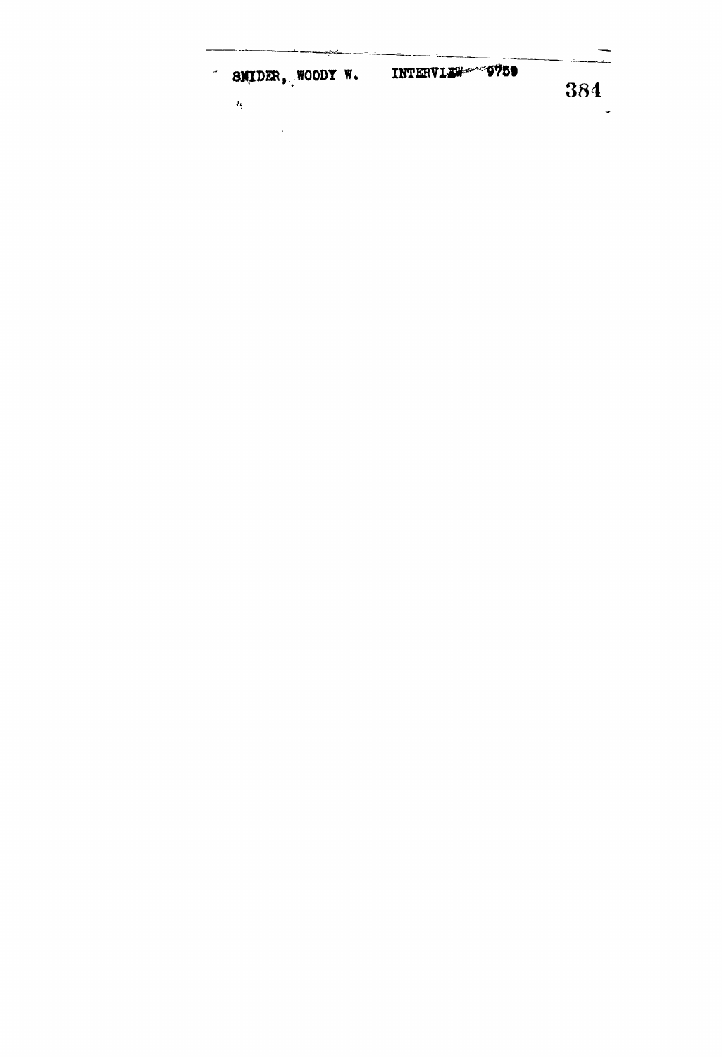SNIDER, WOODY W. INTERVIEW 9759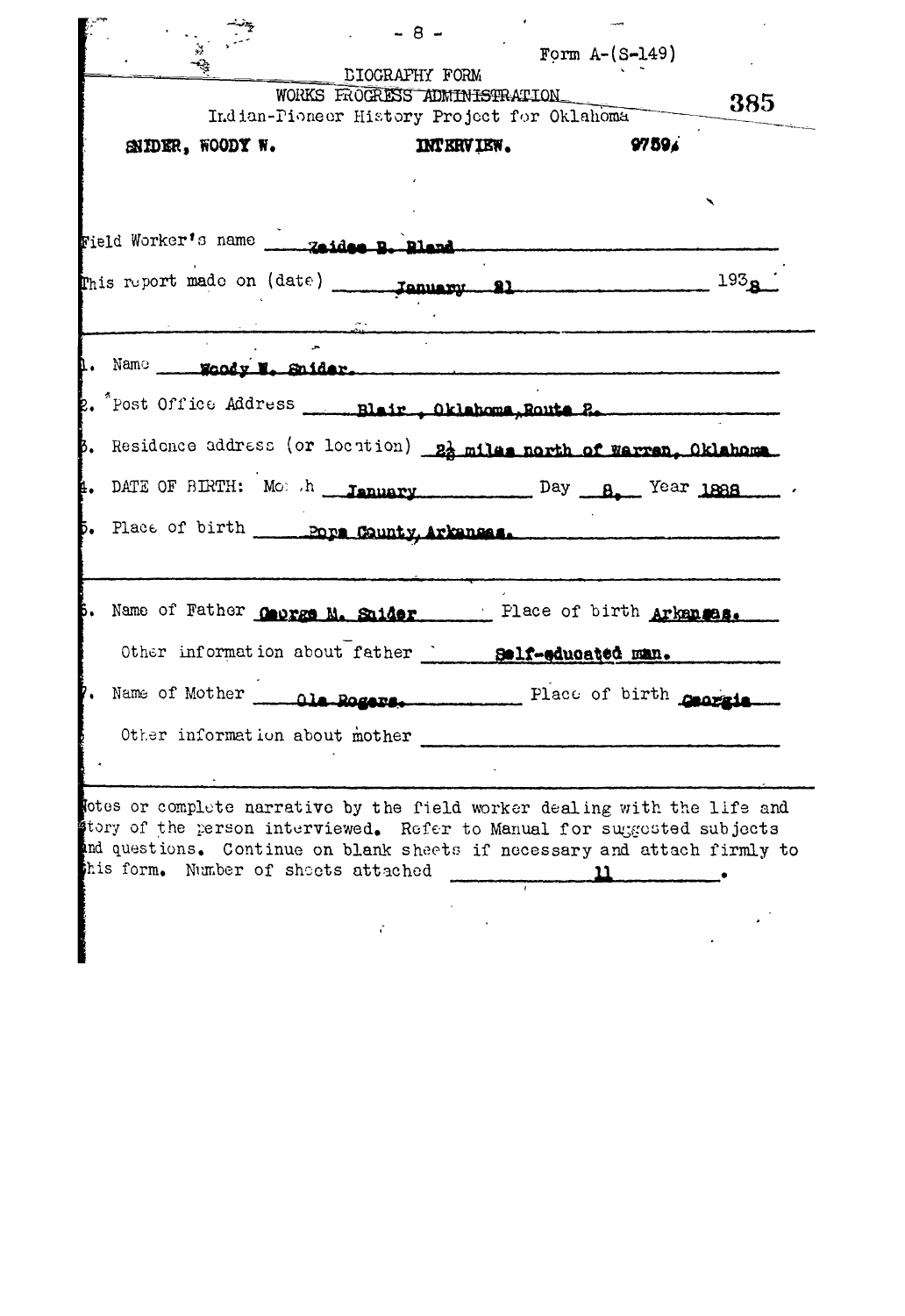Form A-(S-149)

BIOGRAPHY FORM
WORKS PROGRESS ADMINISTRATION
Indian-Pioneer History Project for Oklahoma

385

SNIDER, WOODY W. INTERVIEW. 9759.

Field Worker's name Zaidee B. Bland

This report made on (date) January 21 1938

1. Name Woody W. Snider.
2. Post Office Address Blair, Oklahoma, Route 2.
3. Residence address (or location) 2½ miles north of Warren, Oklahoma
4. DATE OF BIRTH: Month January Day 8, Year 1888
5. Place of birth Pope County, Arkansas.

6. Name of Father George M. Snider Place of birth Arkansas.

   Other information about father Self-educated man.

7. Name of Mother Ola Rogers. Place of birth Georgia

   Other information about mother

Notes or complete narrative by the field worker dealing with the life and story of the person interviewed. Refer to Manual for suggested subjects and questions. Continue on blank sheets if necessary and attach firmly to this form. Number of sheets attached 11.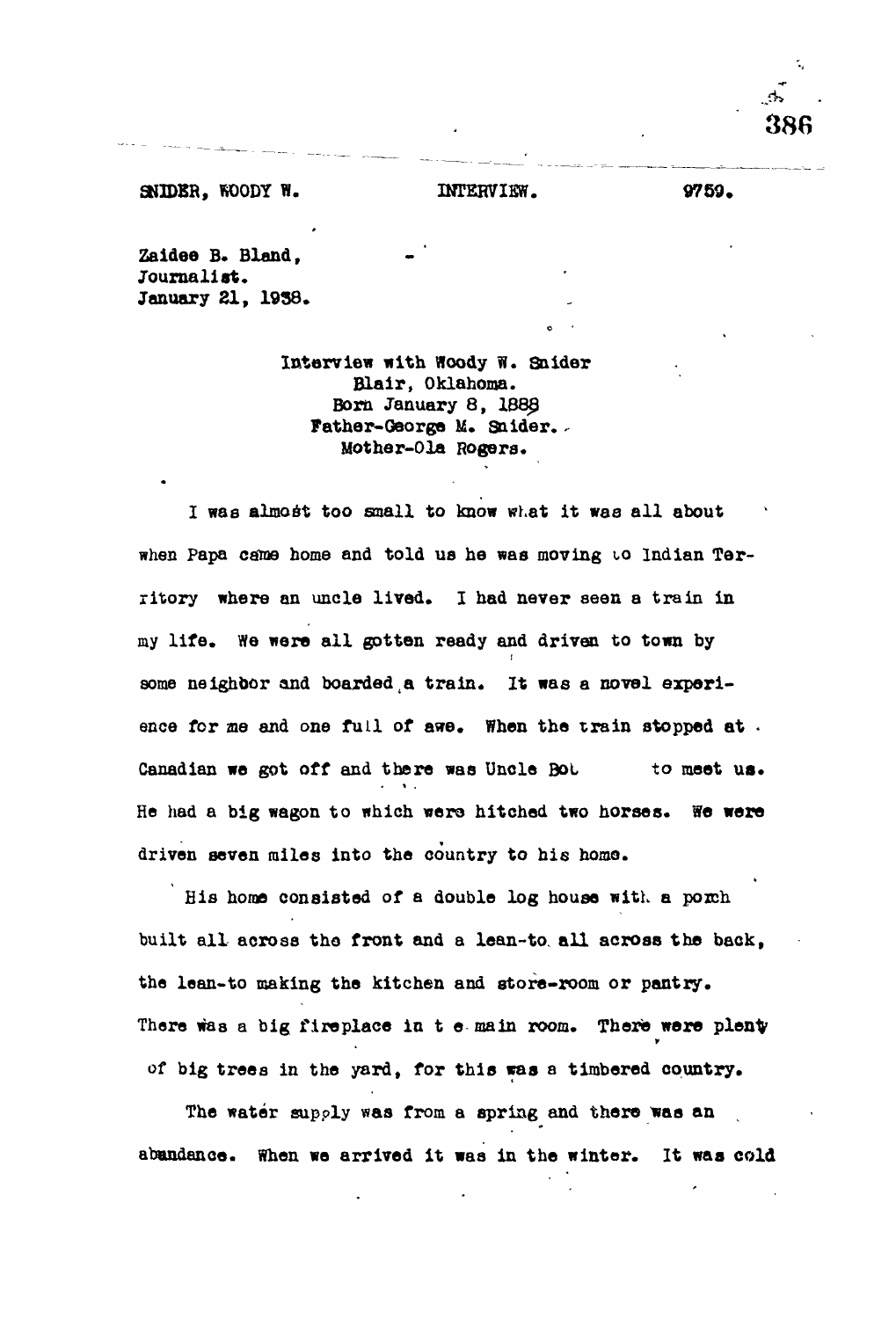SNIDER, WOODY W. INTERVIEW. 9759.

Zaidee B. Bland,
Journalist.
January 21, 1938.

Interview with Woody W. Snider
Blair, Oklahoma.
Born January 8, 1889
Father-George M. Snider.
Mother-Ola Rogers.

I was almost too small to know what it was all about when Papa came home and told us he was moving to Indian Territory where an uncle lived. I had never seen a train in my life. We were all gotten ready and driven to town by some neighbor and boarded a train. It was a novel experience for me and one full of awe. When the train stopped at Canadian we got off and there was Uncle Bob to meet us. He had a big wagon to which were hitched two horses. We were driven seven miles into the country to his home.

His home consisted of a double log house with a porch built all across the front and a lean-to all across the back, the lean-to making the kitchen and store-room or pantry. There was a big fireplace in the main room. There were plenty of big trees in the yard, for this was a timbered country.

The water supply was from a spring and there was an abundance. When we arrived it was in the winter. It was cold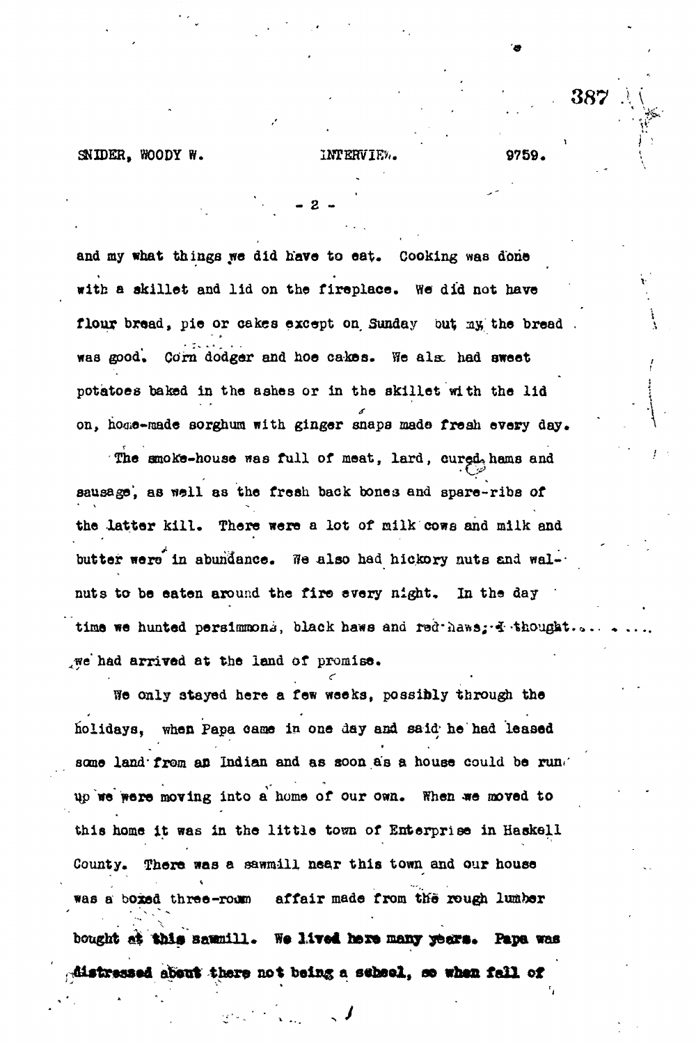and my what things we did have to eat. Cooking was done with a skillet and lid on the fireplace. We did not have flour bread, pie or cakes except on Sunday but my the bread was good. Corn dodger and hoe cakes. We also had sweet potatoes baked in the ashes or in the skillet with the lid on, home-made sorghum with ginger snaps made fresh every day.

The smoke-house was full of meat, lard, cured hams and sausage, as well as the fresh back bones and spare-ribs of the latter kill. There were a lot of milk cows and milk and butter were in abundance. We also had hickory nuts and walnuts to be eaten around the fire every night. In the day time we hunted persimmons, black haws and red haws; I thought...... we had arrived at the land of promise.

We only stayed here a few weeks, possibly through the holidays, when Papa came in one day and said he had leased some land from an Indian and as soon as a house could be run up we were moving into a home of our own. When we moved to this home it was in the little town of Enterprise in Haskell County. There was a sawmill near this town and our house was a boxed three-room affair made from the rough lumber bought at this sawmill. We lived here many years. Papa was distressed about there not being a school, so when fall of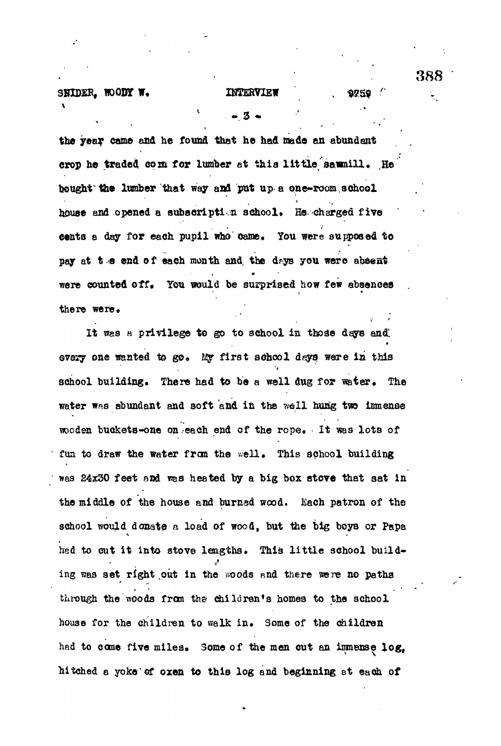the year came and he found that he had made an abundant crop he traded corn for lumber at this little sawmill. He bought the lumber that way and put up a one-room school house and opened a subscription school. He charged five cents a day for each pupil who came. You were supposed to pay at the end of each month and the days you were absent were counted off. You would be surprised how few absences there were.

It was a privilege to go to school in those days and every one wanted to go. My first school days were in this school building. There had to be a well dug for water. The water was abundant and soft and in the well hung two immense wooden buckets-one on each end of the rope. It was lots of fun to draw the water from the well. This school building was 24x30 feet and was heated by a big box stove that sat in the middle of the house and burned wood. Each patron of the school would donate a load of wood, but the big boys or Papa had to cut it into stove lengths. This little school building was set right out in the woods and there were no paths through the woods from the children's homes to the school house for the children to walk in. Some of the children had to come five miles. Some of the men cut an immense log, hitched a yoke of oxen to this log and beginning at each of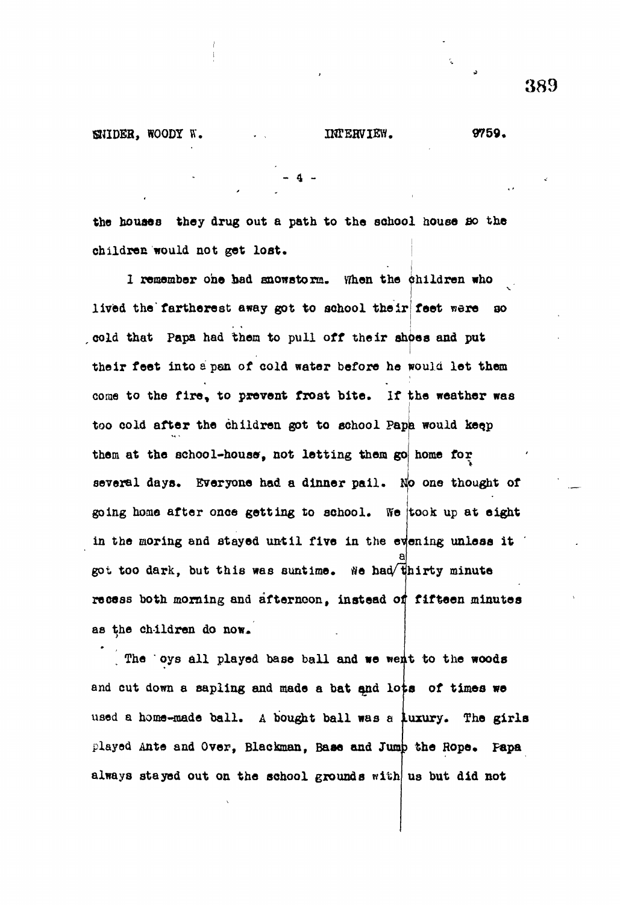the houses they drug out a path to the school house so the children would not get lost.

I remember one bad snowstorm. When the children who lived the fartherest away got to school their feet were so cold that Papa had them to pull off their shoes and put their feet into a pan of cold water before he would let them come to the fire, to prevent frost bite. If the weather was too cold after the children got to school Papa would keep them at the school-house, not letting them go home for several days. Everyone had a dinner pail. No one thought of going home after once getting to school. We took up at eight in the moring and stayed until five in the evening unless it got too dark, but this was suntime. We had a thirty minute recess both morning and afternoon, instead of fifteen minutes as the children do now.

The oys all played base ball and we went to the woods and cut down a sapling and made a bat and lots of times we used a home-made ball. A bought ball was a luxury. The girls played Ante and Over, Blackman, Base and Jump the Rope. Papa always stayed out on the school grounds with us but did not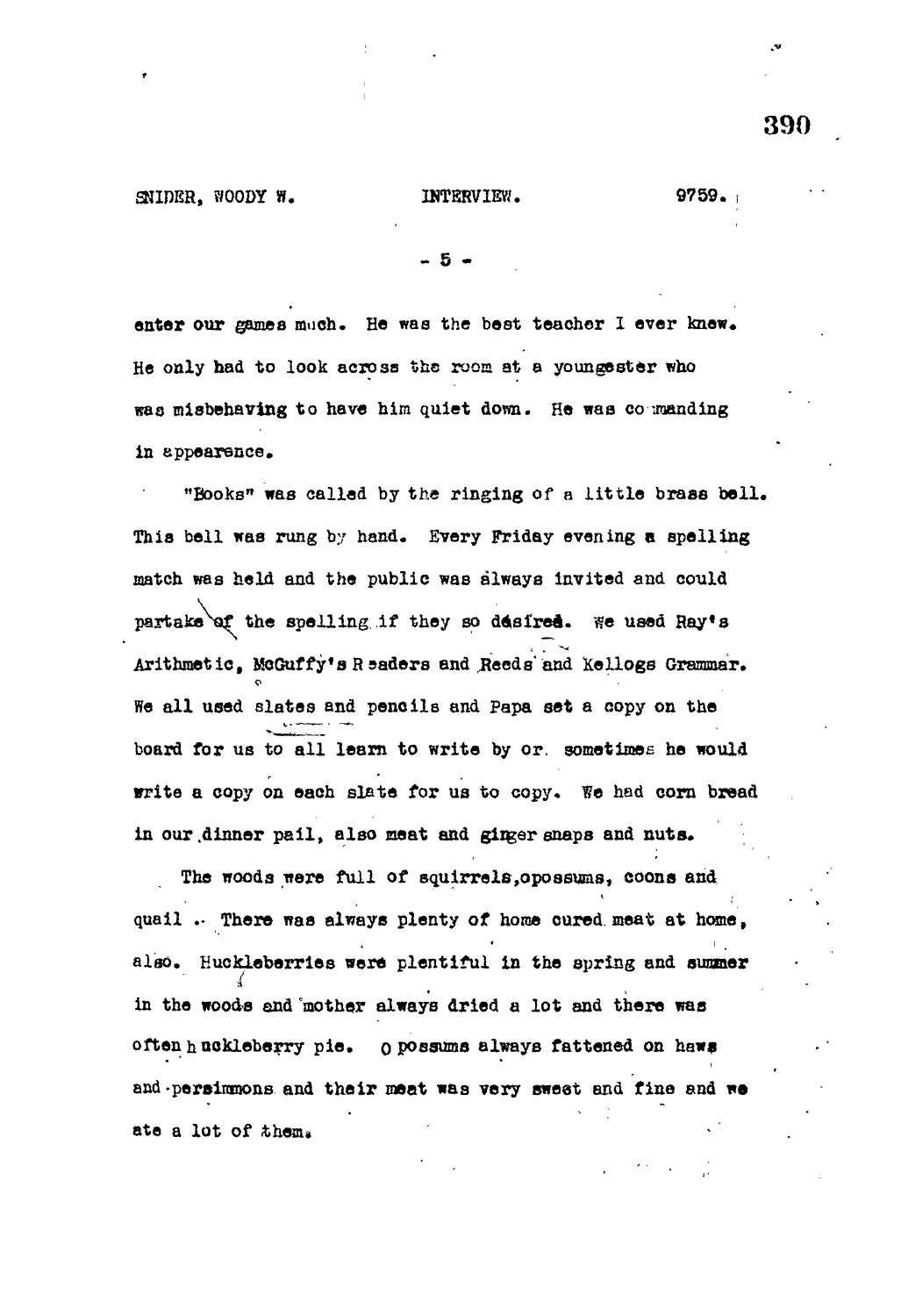enter our games much. He was the best teacher I ever knew. He only had to look across the room at a youngester who was misbehaving to have him quiet down. He was commanding in appearance.

"Books" was called by the ringing of a little brass bell. This bell was rung by hand. Every Friday evening a spelling match was held and the public was always invited and could partake of the spelling if they so desired. We used Ray's Arithmetic, McGuffy's Readers and Reeds and Kellogs Grammar. We all used slates and pencils and Papa set a copy on the board for us to all learn to write by or, sometimes he would write a copy on each slate for us to copy. We had corn bread in our dinner pail, also meat and ginger snaps and nuts.

The woods were full of squirrels, opossums, coons and quail. There was always plenty of home cured meat at home, also. Huckleberries were plentiful in the spring and summer in the woods and mother always dried a lot and there was often huckleberry pie. Opossums always fattened on haws and persimmons and their meat was very sweet and fine and we ate a lot of them.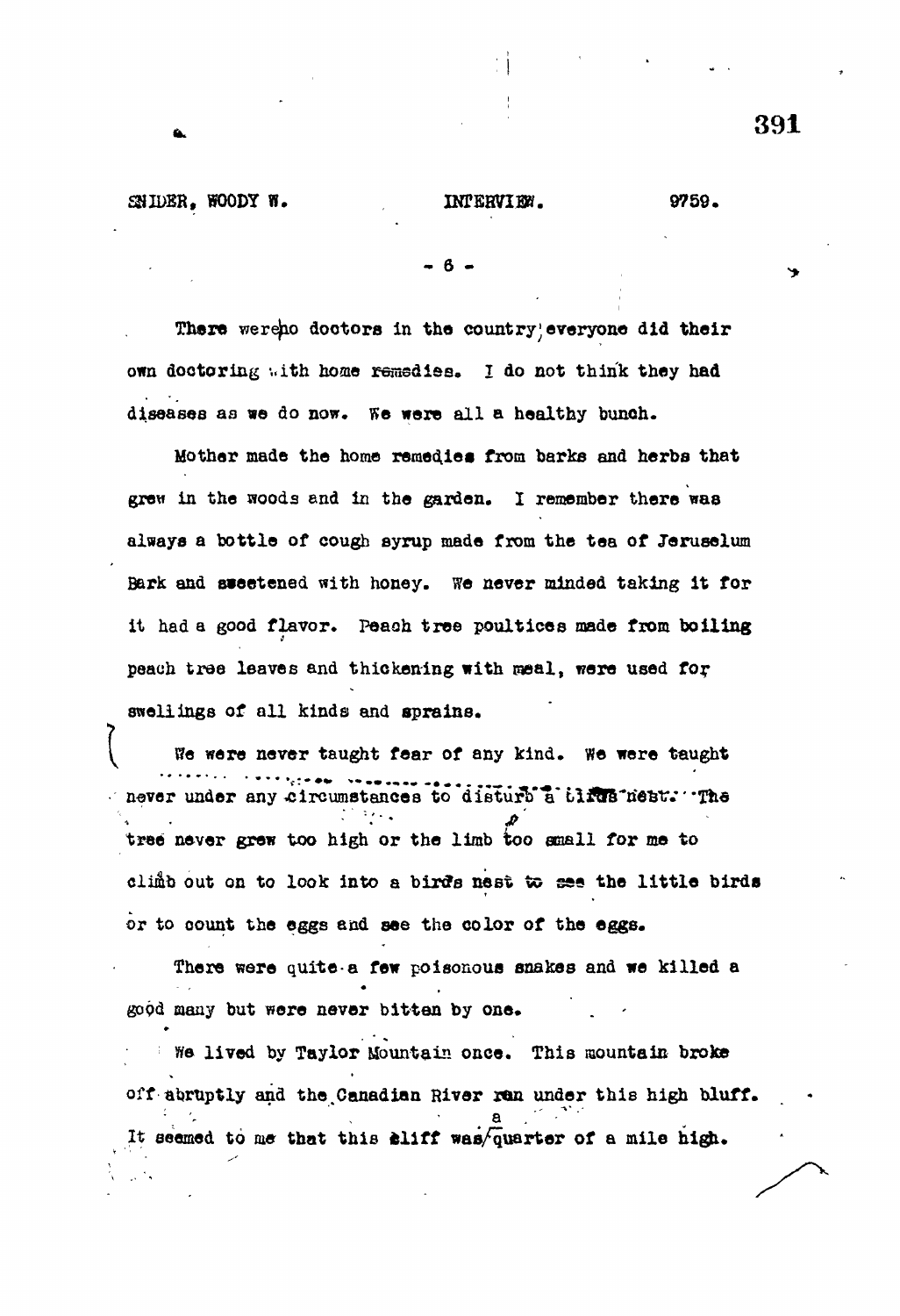There were no doctors in the country; everyone did their own doctoring with home remedies. I do not think they had diseases as we do now. We were all a healthy bunch.

Mother made the home remedies from barks and herbs that grew in the woods and in the garden. I remember there was always a bottle of cough syrup made from the tea of Jeruselum Bark and sweetened with honey. We never minded taking it for it had a good flavor. Peach tree poultices made from boiling peach tree leaves and thickening with meal, were used for swellings of all kinds and sprains.

We were never taught fear of any kind. We were taught never under any circumstances to disturb a birds nest. The tree never grew too high or the limb too small for me to climb out on to look into a birds nest to see the little birds or to count the eggs and see the color of the eggs.

There were quite a few poisonous snakes and we killed a good many but were never bitten by one.

We lived by Taylor Mountain once. This mountain broke off abruptly and the Canadian River ran under this high bluff. It seemed to me that this cliff was a quarter of a mile high.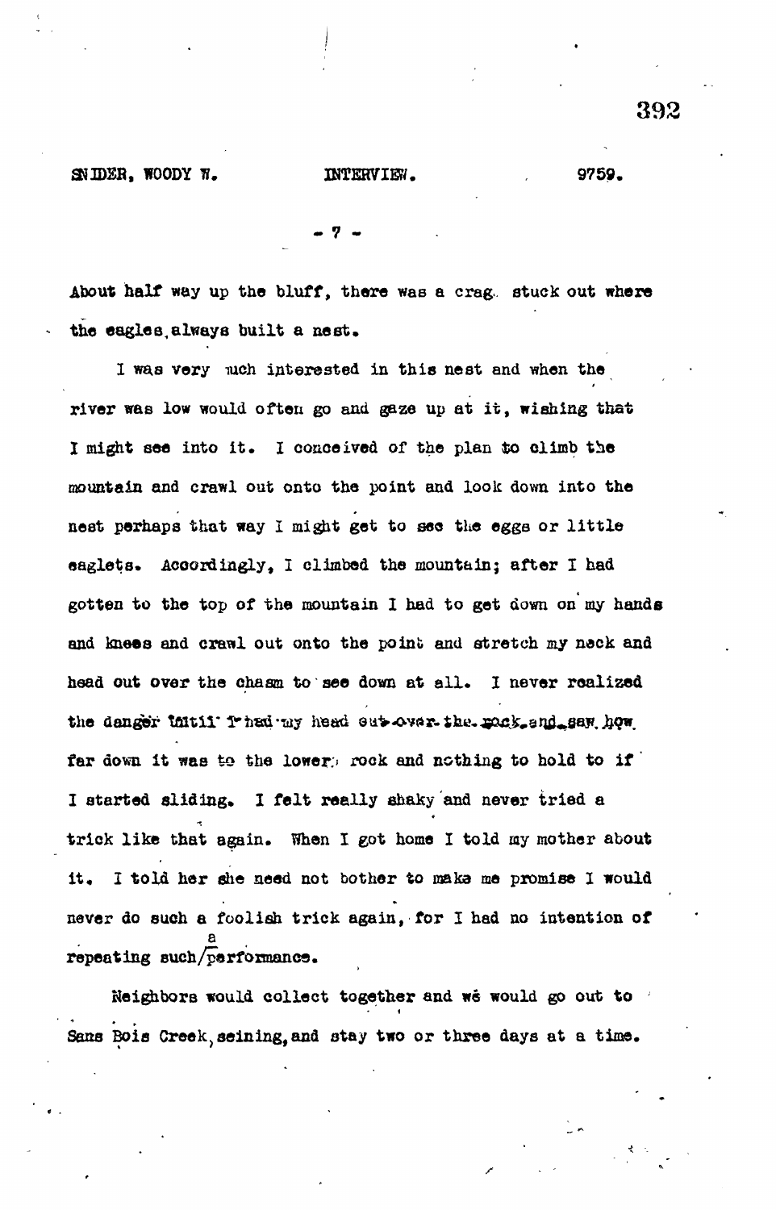About half way up the bluff, there was a crag stuck out where the eagles always built a nest.

I was very much interested in this nest and when the river was low would often go and gaze up at it, wishing that I might see into it. I conceived of the plan to climb the mountain and crawl out onto the point and look down into the nest perhaps that way I might get to see the eggs or little eaglets. Accordingly, I climbed the mountain; after I had gotten to the top of the mountain I had to get down on my hands and knees and crawl out onto the point and stretch my neck and head out over the chasm to see down at all. I never realized the danger until I had my head out over the rock and saw how far down it was to the lower rock and nothing to hold to if I started sliding. I felt really shaky and never tried a trick like that again. When I got home I told my mother about it. I told her she need not bother to make me promise I would never do such a foolish trick again, for I had no intention of repeating such a performance.

Neighbors would collect together and we would go out to Sans Bois Creek, seining, and stay two or three days at a time.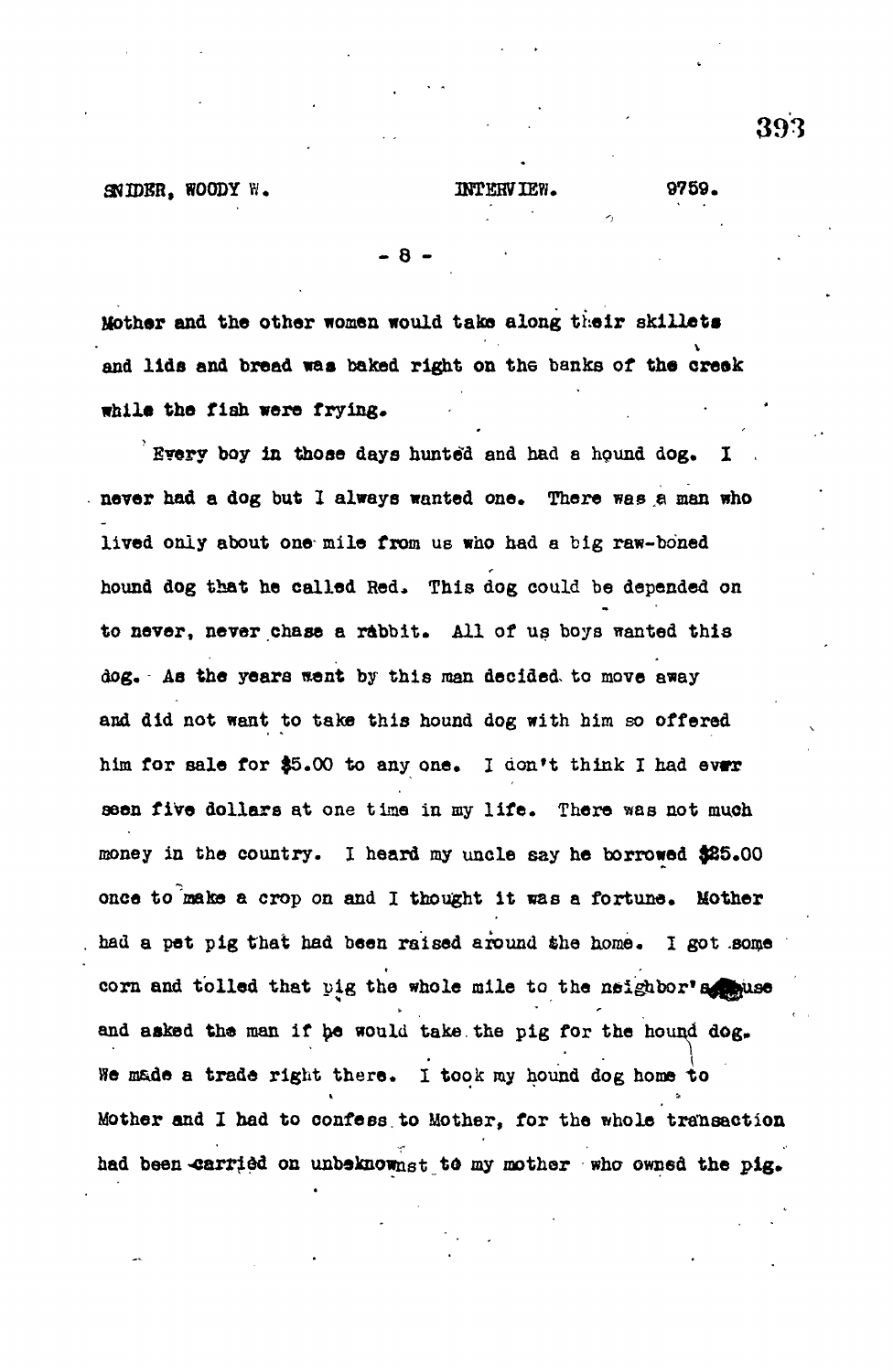Mother and the other women would take along their skillets and lids and bread was baked right on the banks of the creek while the fish were frying.

Every boy in those days hunted and had a hound dog. I never had a dog but I always wanted one. There was a man who lived only about one mile from us who had a big raw-boned hound dog that he called Red. This dog could be depended on to never, never chase a rabbit. All of us boys wanted this dog. As the years went by this man decided to move away and did not want to take this hound dog with him so offered him for sale for $5.00 to any one. I don't think I had ever seen five dollars at one time in my life. There was not much money in the country. I heard my uncle say he borrowed $25.00 once to make a crop on and I thought it was a fortune. Mother had a pet pig that had been raised around the home. I got some corn and tolled that pig the whole mile to the neighbor's house and asked the man if he would take the pig for the hound dog. We made a trade right there. I took my hound dog home to Mother and I had to confess to Mother, for the whole transaction had been carried on unbeknownst to my mother who owned the pig.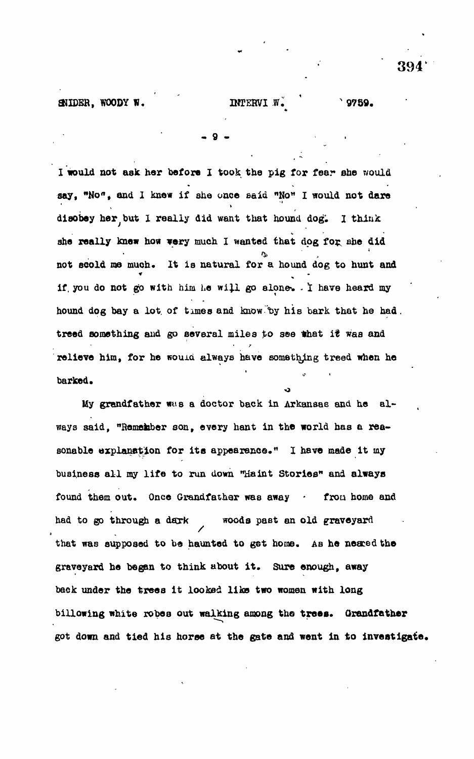I would not ask her before I took the pig for fear she would say, "No", and I knew if she once said "No" I would not dare disobey her, but I really did want that hound dog. I think she really knew how very much I wanted that dog for she did not scold me much. It is natural for a hound dog to hunt and if you do not go with him he will go alone. I have heard my hound dog bay a lot of times and know by his bark that he had treed something and go several miles to see what it was and relieve him, for he would always have something treed when he barked.

My grandfather was a doctor back in Arkansas and he always said, "Remember son, every hant in the world has a reasonable explanation for its appearance." I have made it my business all my life to run down "Haint Stories" and always found them out. Once Grandfather was away from home and had to go through a dark woods past an old graveyard that was supposed to be haunted to get home. As he neared the graveyard he began to think about it. Sure enough, away back under the trees it looked like two women with long billowing white robes out walking among the trees. Grandfather got down and tied his horse at the gate and went in to investigate.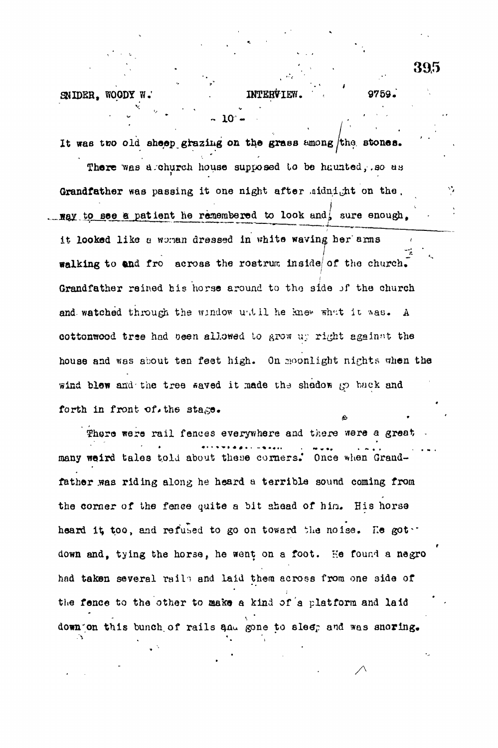It was two old sheep grazing on the grass among the stones.

There was a church house supposed to be haunted, so as Grandfather was passing it one night after midnight on the way to see a patient he remembered to look and, sure enough, it looked like a woman dressed in white waving her arms walking to and fro across the rostrum inside of the church. Grandfather reined his horse around to the side of the church and watched through the window until he knew what it was. A cottonwood tree had been allowed to grow up right against the house and was about ten feet high. On moonlight nights when the wind blew and the tree waved it made the shadow go back and forth in front of the stage.

There were rail fences everywhere and there were a great many weird tales told about these corners. Once when Grandfather was riding along he heard a terrible sound coming from the corner of the fence quite a bit ahead of him. His horse heard it, too, and refused to go on toward the noise. He got down and, tying the horse, he went on a foot. He found a negro had taken several rails and laid them across from one side of the fence to the other to make a kind of a platform and laid down on this bunch of rails and gone to sleep and was snoring.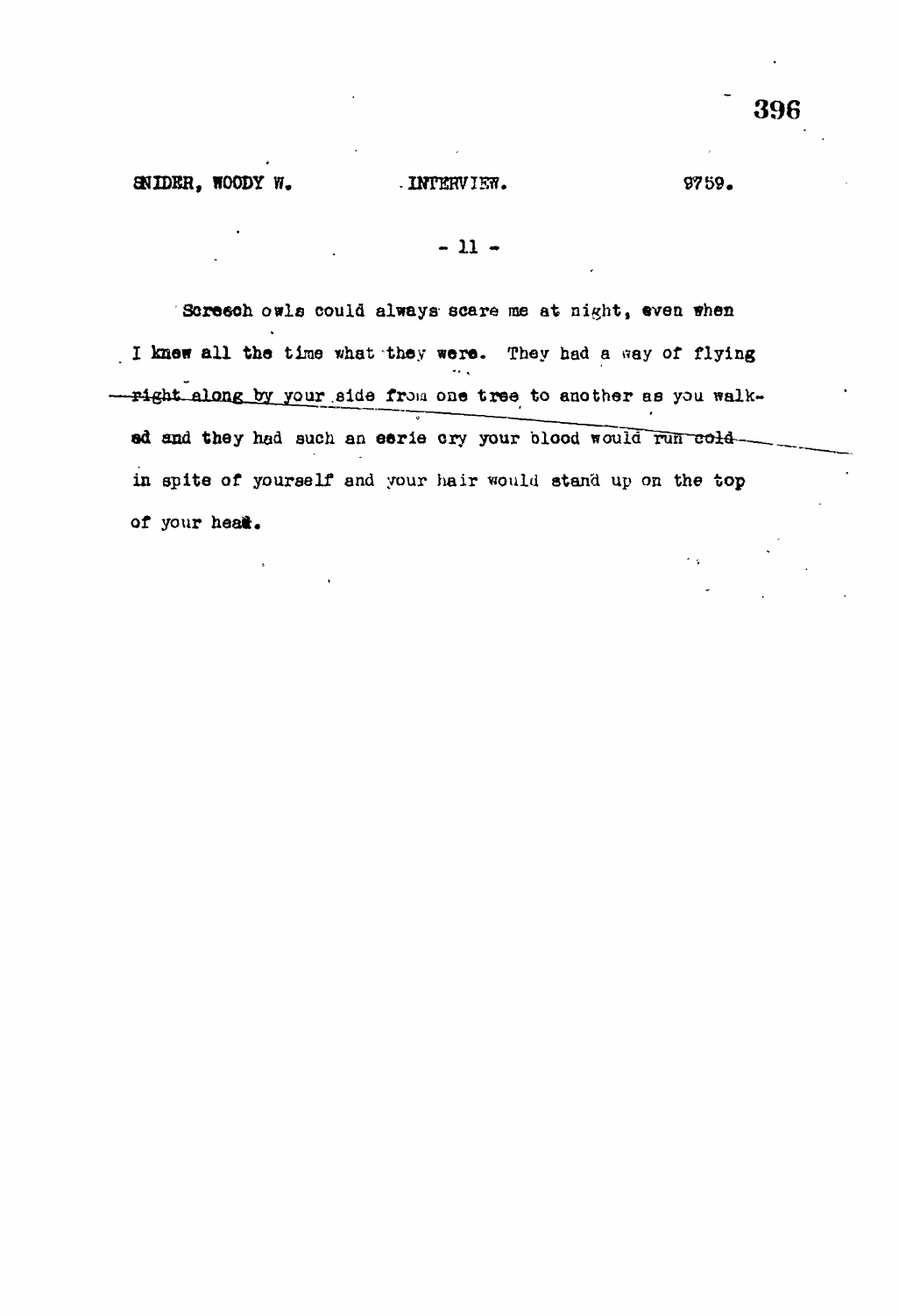Screech owls could always scare me at night, even when I knew all the time what they were. They had a way of flying right along by your side from one tree to another as you walked and they had such an eerie cry your blood would run cold in spite of yourself and your hair would stand up on the top of your head.